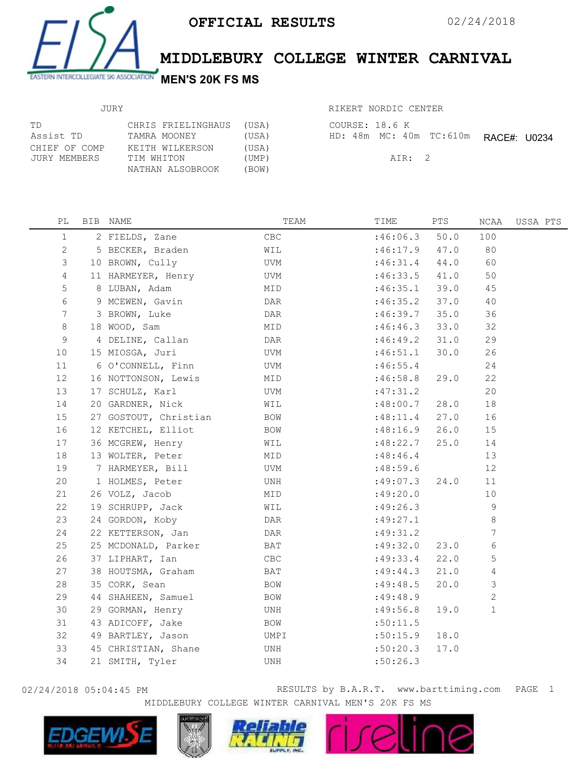# OFFICIAL RESULTS

02/24/2018

## MIDDLEBURY COLLEGE WINTER CARNIVAL

### MEN'S 20K FS MS

EASTERN INTERCOLLEGIATE SKI ASSOCIATION

| JURY | | |
|---|---|---|
| TD | CHRIS FRIELINGHAUS | (USA) |
| Assist TD | TAMRA MOONEY | (USA) |
| CHIEF OF COMP | KEITH WILKERSON | (USA) |
| JURY MEMBERS | TIM WHITON | (UMP) |
| | NATHAN ALSOBROOK | (BOW) |

RIKERT NORDIC CENTER

COURSE: 18.6 K

HD: 48m MC: 40m TC:610m RACE#: U0234

AIR: 2

| PL | BIB | NAME | TEAM | TIME | PTS | NCAA | USSA PTS |
|---|---|---|---|---|---|---|---|
| 1 | 2 | FIELDS, Zane | CBC | :46:06.3 | 50.0 | 100 | |
| 2 | 5 | BECKER, Braden | WIL | :46:17.9 | 47.0 | 80 | |
| 3 | 10 | BROWN, Cully | UVM | :46:31.4 | 44.0 | 60 | |
| 4 | 11 | HARMEYER, Henry | UVM | :46:33.5 | 41.0 | 50 | |
| 5 | 8 | LUBAN, Adam | MID | :46:35.1 | 39.0 | 45 | |
| 6 | 9 | MCEWEN, Gavin | DAR | :46:35.2 | 37.0 | 40 | |
| 7 | 3 | BROWN, Luke | DAR | :46:39.7 | 35.0 | 36 | |
| 8 | 18 | WOOD, Sam | MID | :46:46.3 | 33.0 | 32 | |
| 9 | 4 | DELINE, Callan | DAR | :46:49.2 | 31.0 | 29 | |
| 10 | 15 | MIOSGA, Juri | UVM | :46:51.1 | 30.0 | 26 | |
| 11 | 6 | O'CONNELL, Finn | UVM | :46:55.4 | | 24 | |
| 12 | 16 | NOTTONSON, Lewis | MID | :46:58.8 | 29.0 | 22 | |
| 13 | 17 | SCHULZ, Karl | UVM | :47:31.2 | | 20 | |
| 14 | 20 | GARDNER, Nick | WIL | :48:00.7 | 28.0 | 18 | |
| 15 | 27 | GOSTOUT, Christian | BOW | :48:11.4 | 27.0 | 16 | |
| 16 | 12 | KETCHEL, Elliot | BOW | :48:16.9 | 26.0 | 15 | |
| 17 | 36 | MCGREW, Henry | WIL | :48:22.7 | 25.0 | 14 | |
| 18 | 13 | WOLTER, Peter | MID | :48:46.4 | | 13 | |
| 19 | 7 | HARMEYER, Bill | UVM | :48:59.6 | | 12 | |
| 20 | 1 | HOLMES, Peter | UNH | :49:07.3 | 24.0 | 11 | |
| 21 | 26 | VOLZ, Jacob | MID | :49:20.0 | | 10 | |
| 22 | 19 | SCHRUPP, Jack | WIL | :49:26.3 | | 9 | |
| 23 | 24 | GORDON, Koby | DAR | :49:27.1 | | 8 | |
| 24 | 22 | KETTERSON, Jan | DAR | :49:31.2 | | 7 | |
| 25 | 25 | MCDONALD, Parker | BAT | :49:32.0 | 23.0 | 6 | |
| 26 | 37 | LIPHART, Ian | CBC | :49:33.4 | 22.0 | 5 | |
| 27 | 38 | HOUTSMA, Graham | BAT | :49:44.3 | 21.0 | 4 | |
| 28 | 35 | CORK, Sean | BOW | :49:48.5 | 20.0 | 3 | |
| 29 | 44 | SHAHEEN, Samuel | BOW | :49:48.9 | | 2 | |
| 30 | 29 | GORMAN, Henry | UNH | :49:56.8 | 19.0 | 1 | |
| 31 | 43 | ADICOFF, Jake | BOW | :50:11.5 | | | |
| 32 | 49 | BARTLEY, Jason | UMPI | :50:15.9 | 18.0 | | |
| 33 | 45 | CHRISTIAN, Shane | UNH | :50:20.3 | 17.0 | | |
| 34 | 21 | SMITH, Tyler | UNH | :50:26.3 | | | |

02/24/2018 05:04:45 PM RESULTS by B.A.R.T. www.barttiming.com

MIDDLEBURY COLLEGE WINTER CARNIVAL MEN'S 20K FS MS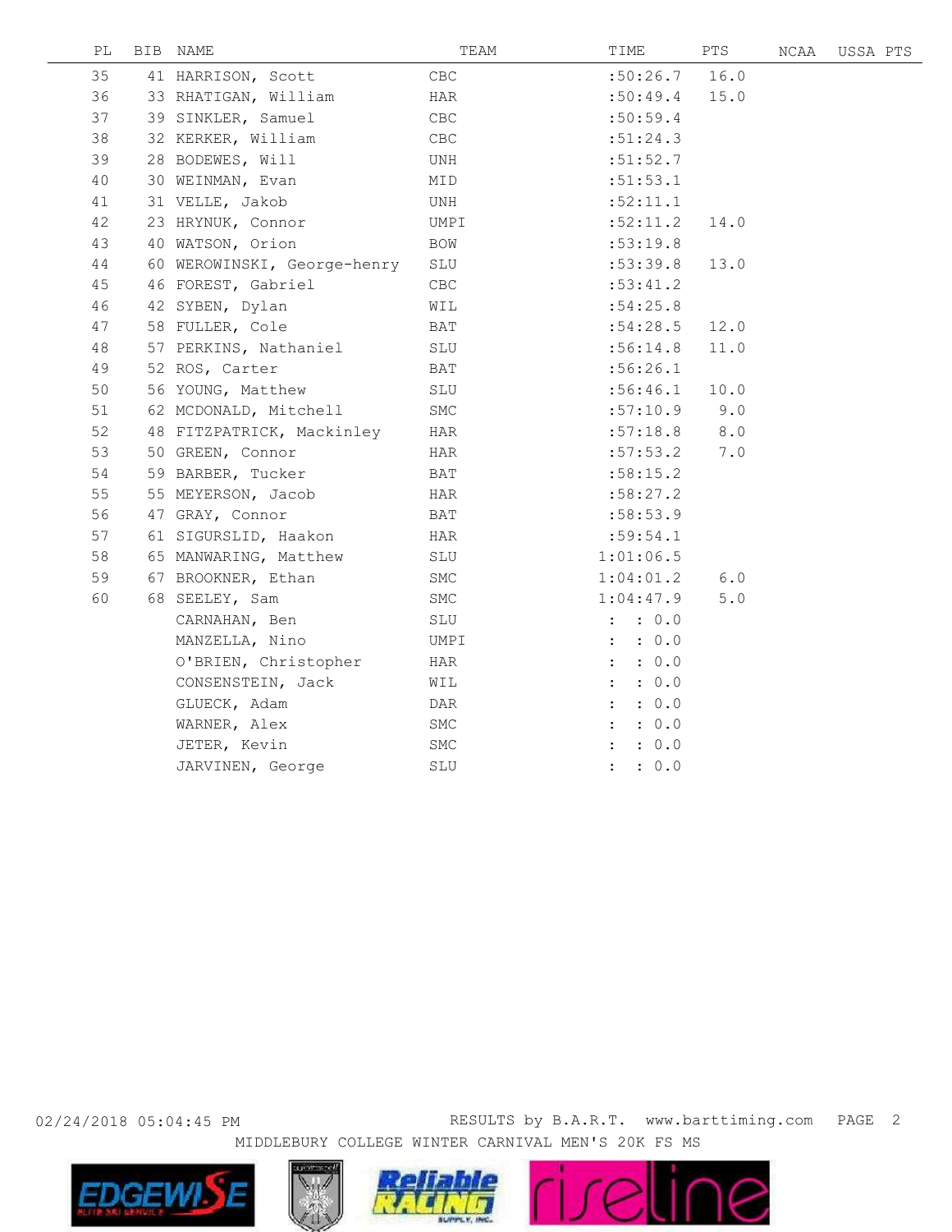| PL | BIB | NAME | TEAM | TIME | PTS | NCAA | USSA PTS |
|---|---|---|---|---|---|---|---|
| 35 | 41 | HARRISON, Scott | CBC | :50:26.7 | 16.0 | | |
| 36 | 33 | RHATIGAN, William | HAR | :50:49.4 | 15.0 | | |
| 37 | 39 | SINKLER, Samuel | CBC | :50:59.4 | | | |
| 38 | 32 | KERKER, William | CBC | :51:24.3 | | | |
| 39 | 28 | BODEWES, Will | UNH | :51:52.7 | | | |
| 40 | 30 | WEINMAN, Evan | MID | :51:53.1 | | | |
| 41 | 31 | VELLE, Jakob | UNH | :52:11.1 | | | |
| 42 | 23 | HRYNUK, Connor | UMPI | :52:11.2 | 14.0 | | |
| 43 | 40 | WATSON, Orion | BOW | :53:19.8 | | | |
| 44 | 60 | WEROWINSKI, George-henry | SLU | :53:39.8 | 13.0 | | |
| 45 | 46 | FOREST, Gabriel | CBC | :53:41.2 | | | |
| 46 | 42 | SYBEN, Dylan | WIL | :54:25.8 | | | |
| 47 | 58 | FULLER, Cole | BAT | :54:28.5 | 12.0 | | |
| 48 | 57 | PERKINS, Nathaniel | SLU | :56:14.8 | 11.0 | | |
| 49 | 52 | ROS, Carter | BAT | :56:26.1 | | | |
| 50 | 56 | YOUNG, Matthew | SLU | :56:46.1 | 10.0 | | |
| 51 | 62 | MCDONALD, Mitchell | SMC | :57:10.9 | 9.0 | | |
| 52 | 48 | FITZPATRICK, Mackinley | HAR | :57:18.8 | 8.0 | | |
| 53 | 50 | GREEN, Connor | HAR | :57:53.2 | 7.0 | | |
| 54 | 59 | BARBER, Tucker | BAT | :58:15.2 | | | |
| 55 | 55 | MEYERSON, Jacob | HAR | :58:27.2 | | | |
| 56 | 47 | GRAY, Connor | BAT | :58:53.9 | | | |
| 57 | 61 | SIGURSLID, Haakon | HAR | :59:54.1 | | | |
| 58 | 65 | MANWARING, Matthew | SLU | 1:01:06.5 | | | |
| 59 | 67 | BROOKNER, Ethan | SMC | 1:04:01.2 | 6.0 | | |
| 60 | 68 | SEELEY, Sam | SMC | 1:04:47.9 | 5.0 | | |
| | | CARNAHAN, Ben | SLU | : : 0.0 | | | |
| | | MANZELLA, Nino | UMPI | : : 0.0 | | | |
| | | O'BRIEN, Christopher | HAR | : : 0.0 | | | |
| | | CONSENSTEIN, Jack | WIL | : : 0.0 | | | |
| | | GLUECK, Adam | DAR | : : 0.0 | | | |
| | | WARNER, Alex | SMC | : : 0.0 | | | |
| | | JETER, Kevin | SMC | : : 0.0 | | | |
| | | JARVINEN, George | SLU | : : 0.0 | | | |

02/24/2018 05:04:45 PM RESULTS by B.A.R.T. www.barttiming.com

MIDDLEBURY COLLEGE WINTER CARNIVAL MEN'S 20K FS MS